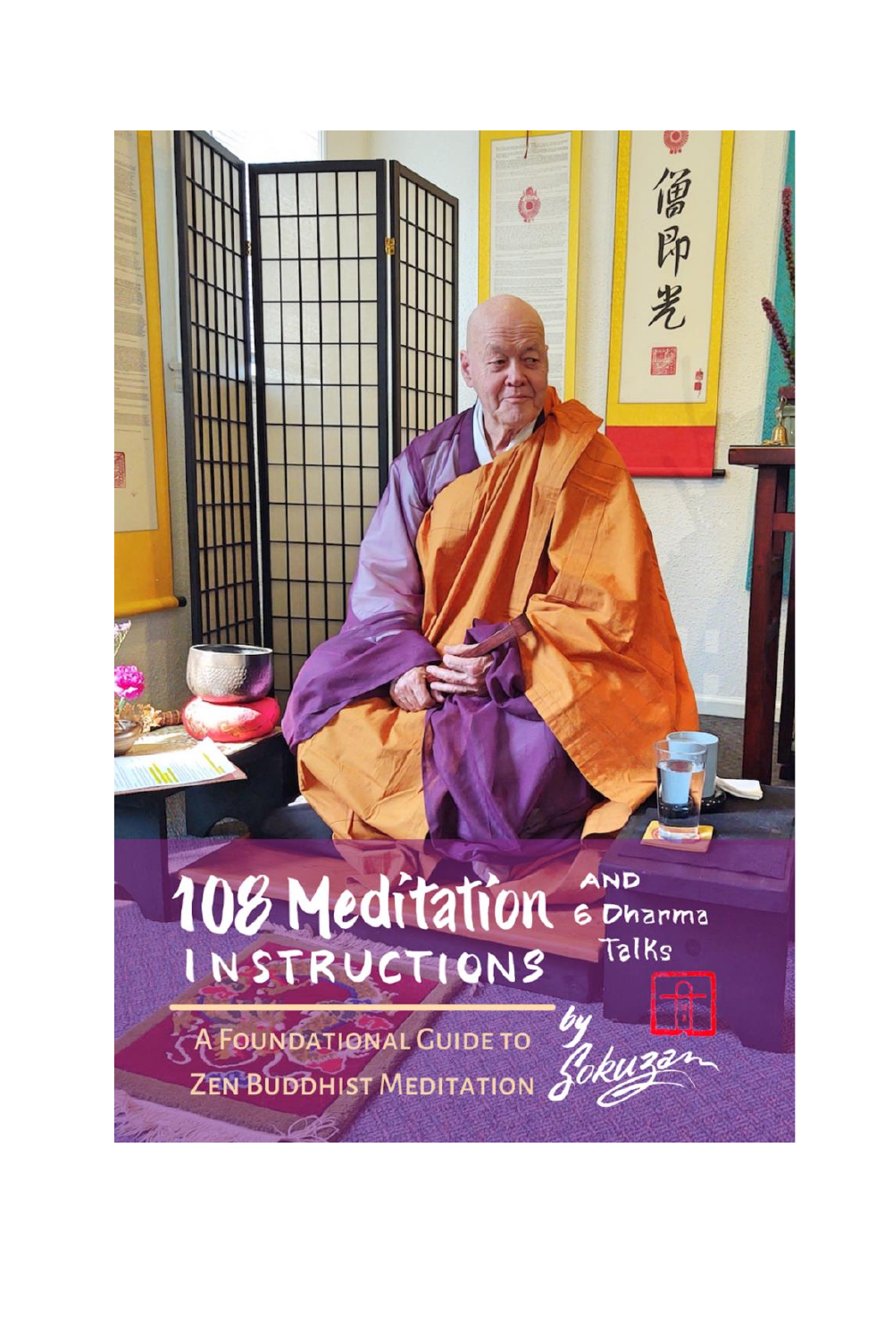# 108 Meditation Instructions

## AND 6 Dharma Talks

A Foundational Guide to Zen Buddhist Meditation

by Sokuzan

僧即光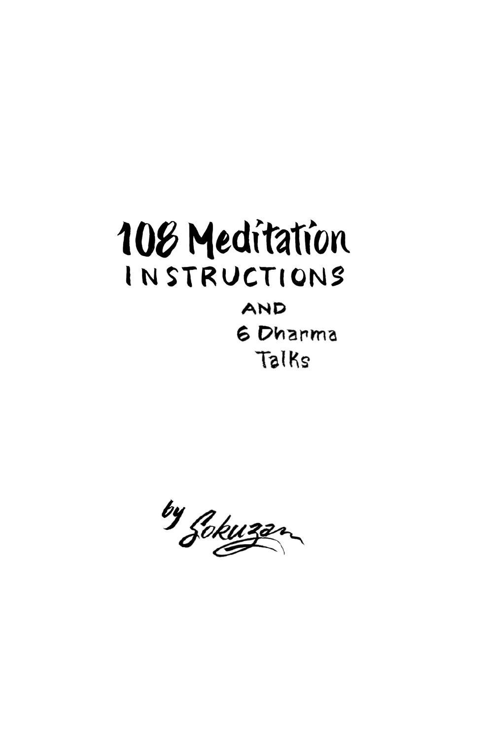# 108 Meditation INSTRUCTIONS

AND

6 Dharma Talks

by Sokuzan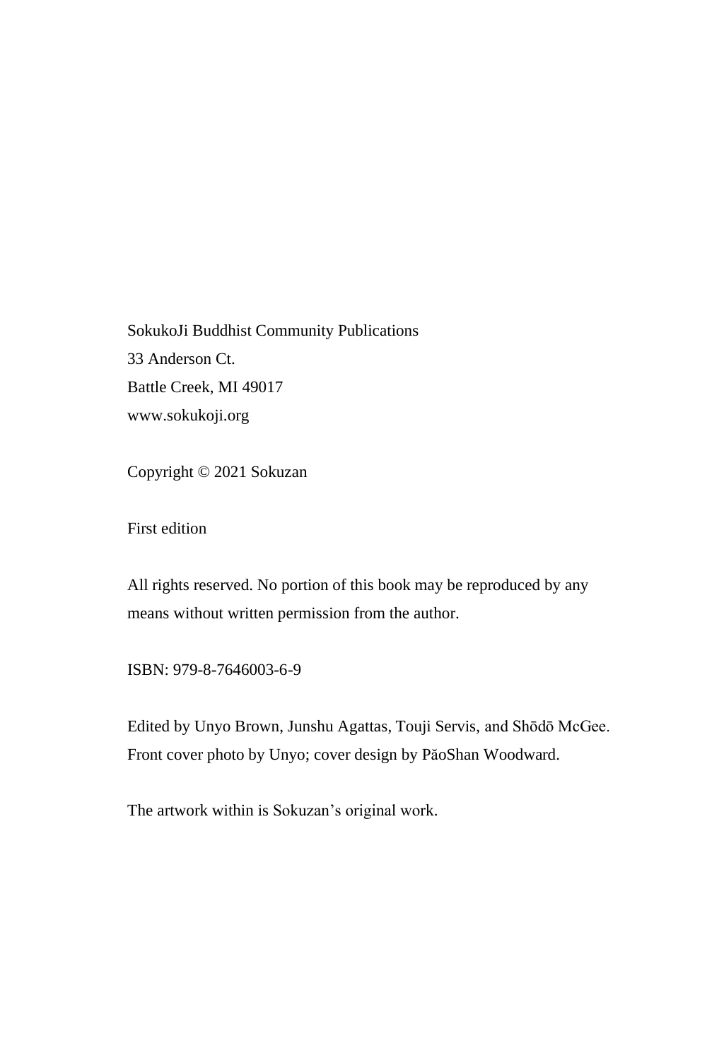SokukoJi Buddhist Community Publications
33 Anderson Ct.
Battle Creek, MI 49017
www.sokukoji.org

Copyright © 2021 Sokuzan

First edition

All rights reserved. No portion of this book may be reproduced by any means without written permission from the author.

ISBN: 979-8-7646003-6-9

Edited by Unyo Brown, Junshu Agattas, Touji Servis, and Shōdō McGee. Front cover photo by Unyo; cover design by PǎoShan Woodward.

The artwork within is Sokuzan's original work.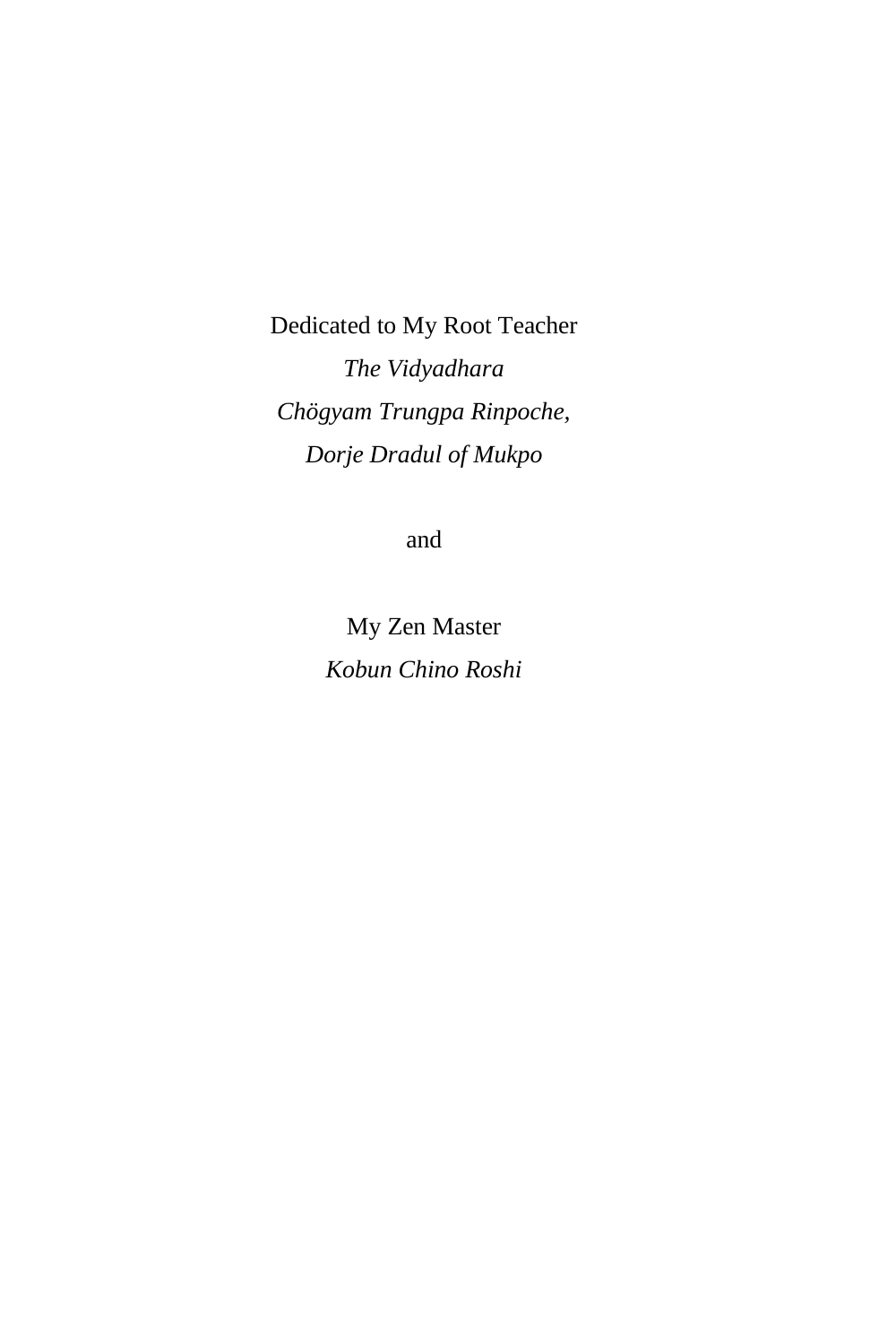Dedicated to My Root Teacher

*The Vidyadhara*

*Chögyam Trungpa Rinpoche,*

*Dorje Dradul of Mukpo*

and

My Zen Master

*Kobun Chino Roshi*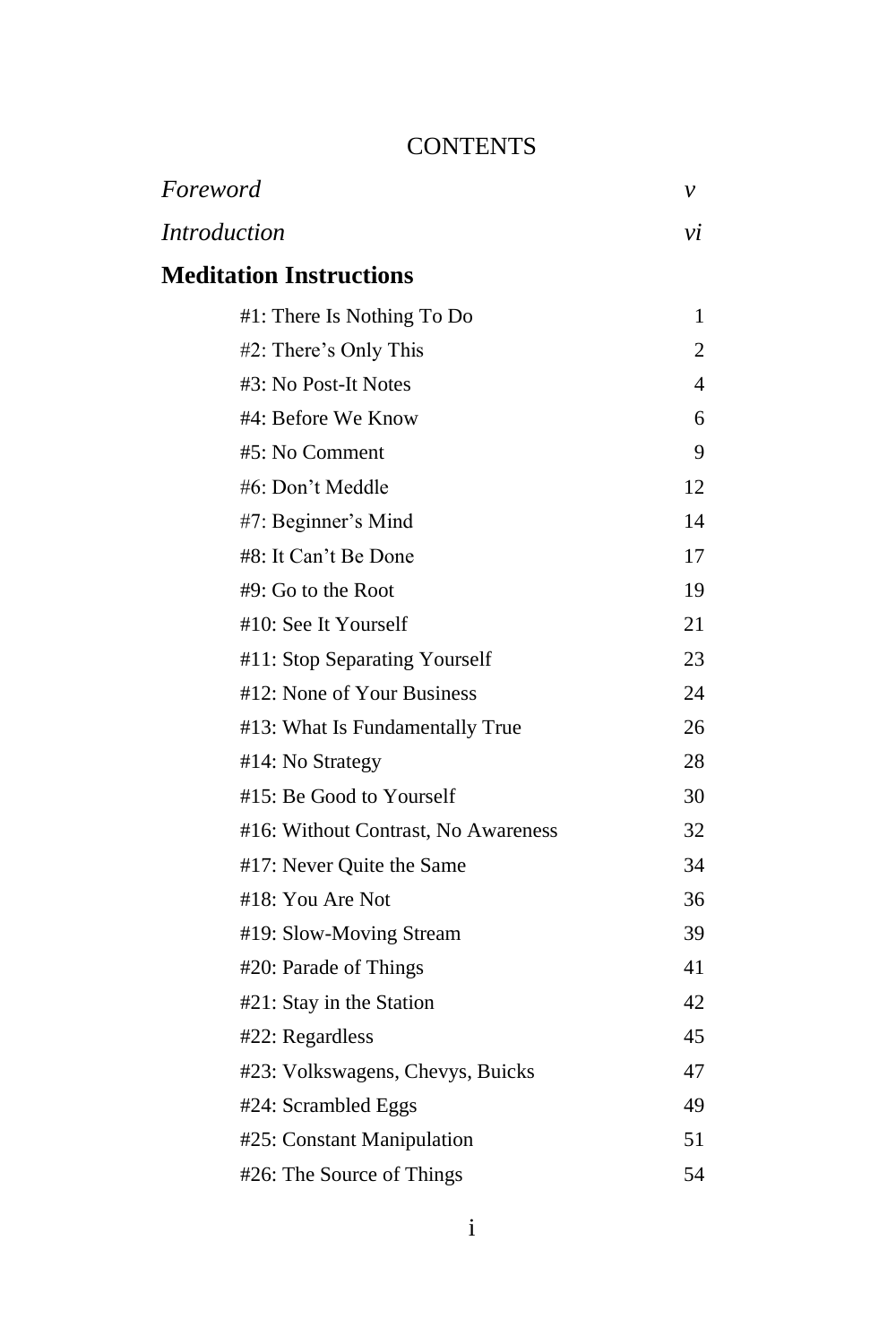# CONTENTS

| | |
|---|---|
| *Foreword* | *v* |
| *Introduction* | *vi* |

## Meditation Instructions

| | |
|---|---|
| #1: There Is Nothing To Do | 1 |
| #2: There's Only This | 2 |
| #3: No Post-It Notes | 4 |
| #4: Before We Know | 6 |
| #5: No Comment | 9 |
| #6: Don't Meddle | 12 |
| #7: Beginner's Mind | 14 |
| #8: It Can't Be Done | 17 |
| #9: Go to the Root | 19 |
| #10: See It Yourself | 21 |
| #11: Stop Separating Yourself | 23 |
| #12: None of Your Business | 24 |
| #13: What Is Fundamentally True | 26 |
| #14: No Strategy | 28 |
| #15: Be Good to Yourself | 30 |
| #16: Without Contrast, No Awareness | 32 |
| #17: Never Quite the Same | 34 |
| #18: You Are Not | 36 |
| #19: Slow-Moving Stream | 39 |
| #20: Parade of Things | 41 |
| #21: Stay in the Station | 42 |
| #22: Regardless | 45 |
| #23: Volkswagens, Chevys, Buicks | 47 |
| #24: Scrambled Eggs | 49 |
| #25: Constant Manipulation | 51 |
| #26: The Source of Things | 54 |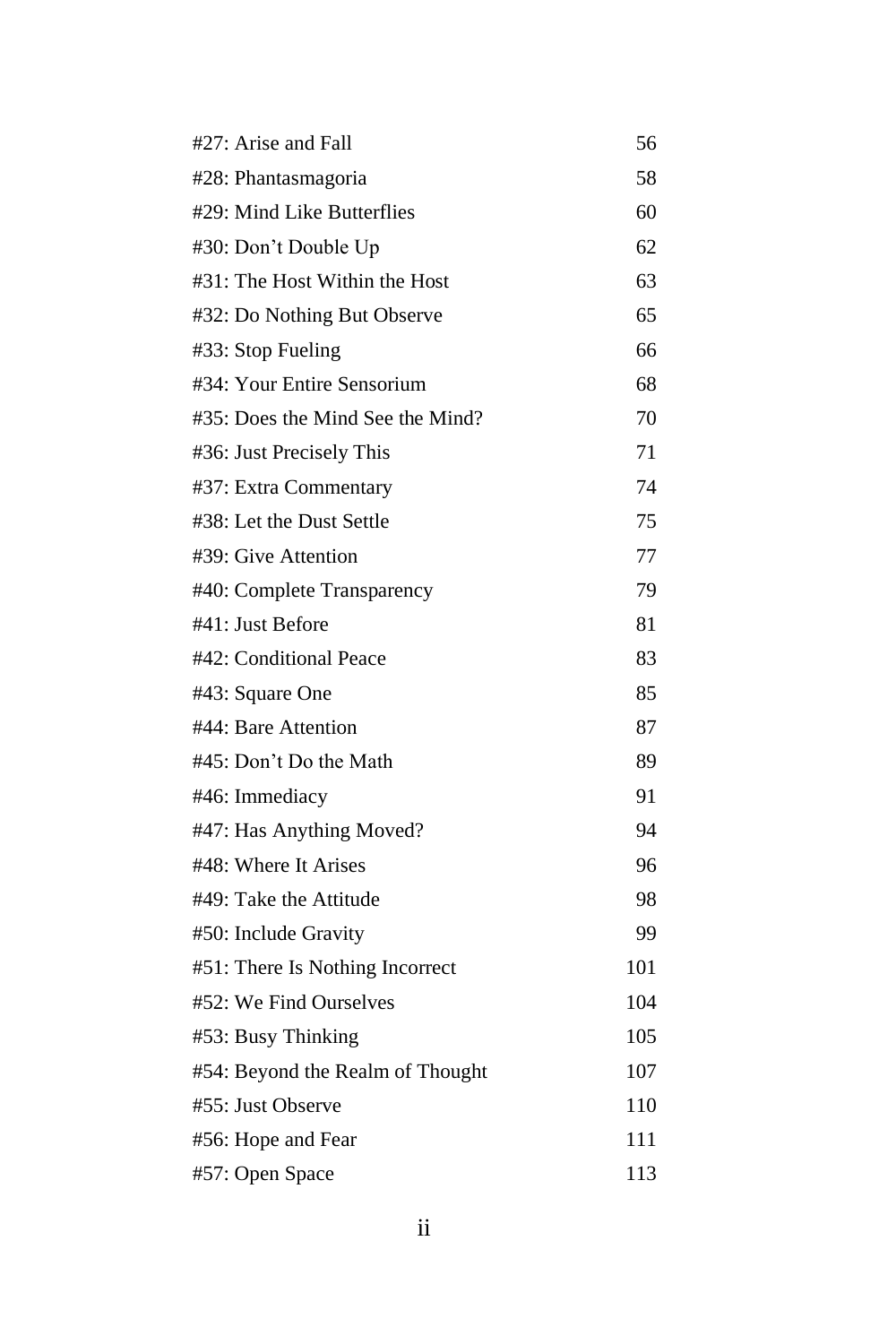| | |
|---|---|
| #27: Arise and Fall | 56 |
| #28: Phantasmagoria | 58 |
| #29: Mind Like Butterflies | 60 |
| #30: Don’t Double Up | 62 |
| #31: The Host Within the Host | 63 |
| #32: Do Nothing But Observe | 65 |
| #33: Stop Fueling | 66 |
| #34: Your Entire Sensorium | 68 |
| #35: Does the Mind See the Mind? | 70 |
| #36: Just Precisely This | 71 |
| #37: Extra Commentary | 74 |
| #38: Let the Dust Settle | 75 |
| #39: Give Attention | 77 |
| #40: Complete Transparency | 79 |
| #41: Just Before | 81 |
| #42: Conditional Peace | 83 |
| #43: Square One | 85 |
| #44: Bare Attention | 87 |
| #45: Don’t Do the Math | 89 |
| #46: Immediacy | 91 |
| #47: Has Anything Moved? | 94 |
| #48: Where It Arises | 96 |
| #49: Take the Attitude | 98 |
| #50: Include Gravity | 99 |
| #51: There Is Nothing Incorrect | 101 |
| #52: We Find Ourselves | 104 |
| #53: Busy Thinking | 105 |
| #54: Beyond the Realm of Thought | 107 |
| #55: Just Observe | 110 |
| #56: Hope and Fear | 111 |
| #57: Open Space | 113 |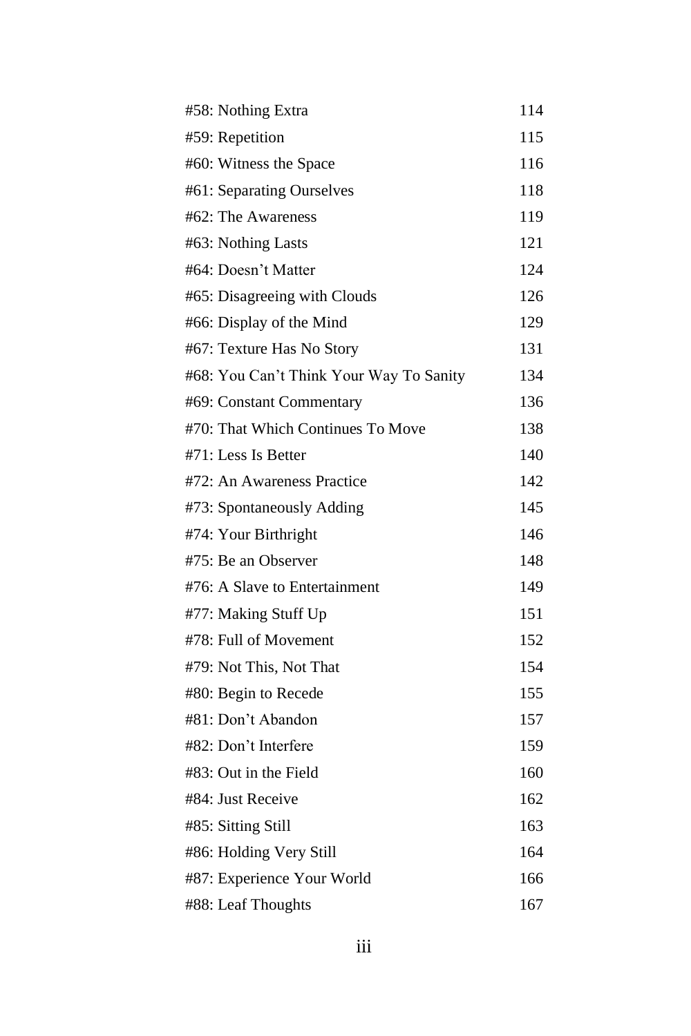| | |
|---|---|
| #58: Nothing Extra | 114 |
| #59: Repetition | 115 |
| #60: Witness the Space | 116 |
| #61: Separating Ourselves | 118 |
| #62: The Awareness | 119 |
| #63: Nothing Lasts | 121 |
| #64: Doesn't Matter | 124 |
| #65: Disagreeing with Clouds | 126 |
| #66: Display of the Mind | 129 |
| #67: Texture Has No Story | 131 |
| #68: You Can't Think Your Way To Sanity | 134 |
| #69: Constant Commentary | 136 |
| #70: That Which Continues To Move | 138 |
| #71: Less Is Better | 140 |
| #72: An Awareness Practice | 142 |
| #73: Spontaneously Adding | 145 |
| #74: Your Birthright | 146 |
| #75: Be an Observer | 148 |
| #76: A Slave to Entertainment | 149 |
| #77: Making Stuff Up | 151 |
| #78: Full of Movement | 152 |
| #79: Not This, Not That | 154 |
| #80: Begin to Recede | 155 |
| #81: Don't Abandon | 157 |
| #82: Don't Interfere | 159 |
| #83: Out in the Field | 160 |
| #84: Just Receive | 162 |
| #85: Sitting Still | 163 |
| #86: Holding Very Still | 164 |
| #87: Experience Your World | 166 |
| #88: Leaf Thoughts | 167 |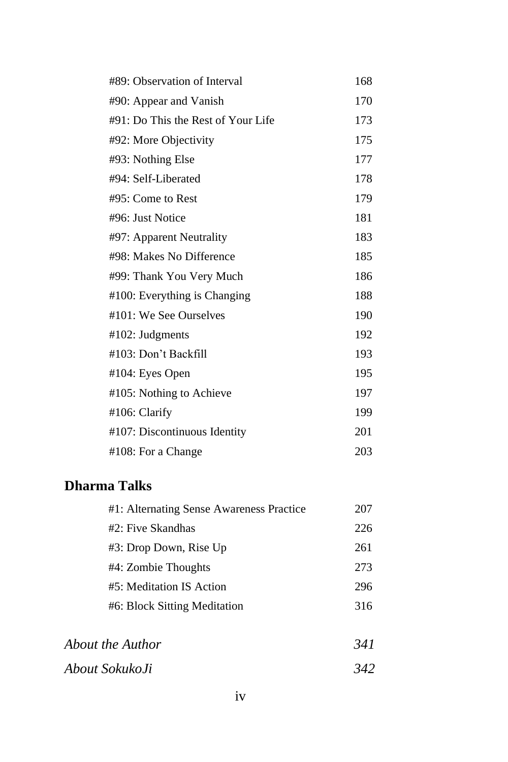| | |
|---|---|
| #89: Observation of Interval | 168 |
| #90: Appear and Vanish | 170 |
| #91: Do This the Rest of Your Life | 173 |
| #92: More Objectivity | 175 |
| #93: Nothing Else | 177 |
| #94: Self-Liberated | 178 |
| #95: Come to Rest | 179 |
| #96: Just Notice | 181 |
| #97: Apparent Neutrality | 183 |
| #98: Makes No Difference | 185 |
| #99: Thank You Very Much | 186 |
| #100: Everything is Changing | 188 |
| #101: We See Ourselves | 190 |
| #102: Judgments | 192 |
| #103: Don't Backfill | 193 |
| #104: Eyes Open | 195 |
| #105: Nothing to Achieve | 197 |
| #106: Clarify | 199 |
| #107: Discontinuous Identity | 201 |
| #108: For a Change | 203 |

**Dharma Talks**

| | |
|---|---|
| #1: Alternating Sense Awareness Practice | 207 |
| #2: Five Skandhas | 226 |
| #3: Drop Down, Rise Up | 261 |
| #4: Zombie Thoughts | 273 |
| #5: Meditation IS Action | 296 |
| #6: Block Sitting Meditation | 316 |

*About the Author* *341*

*About SokukoJi* *342*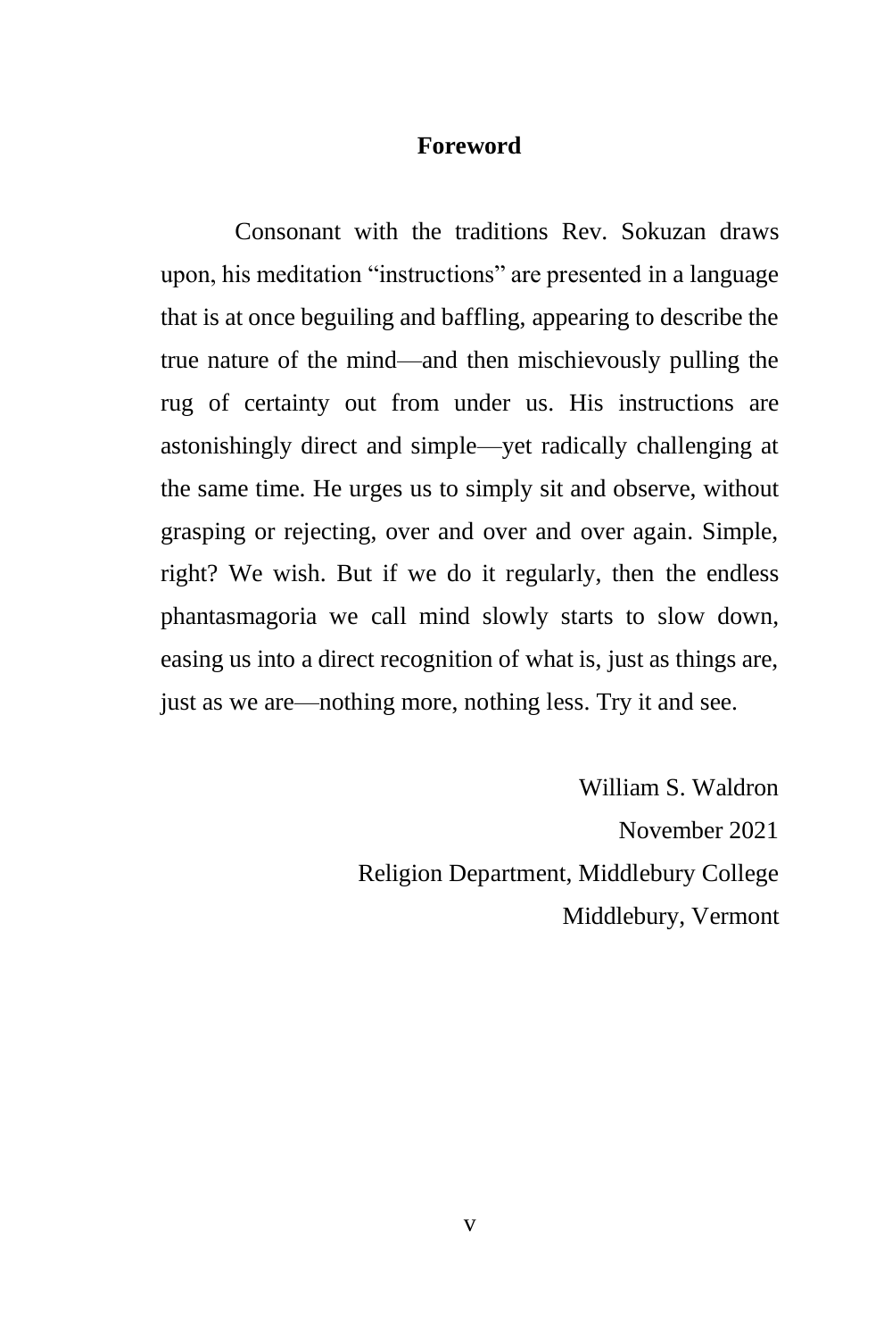# Foreword

Consonant with the traditions Rev. Sokuzan draws upon, his meditation "instructions" are presented in a language that is at once beguiling and baffling, appearing to describe the true nature of the mind—and then mischievously pulling the rug of certainty out from under us. His instructions are astonishingly direct and simple—yet radically challenging at the same time. He urges us to simply sit and observe, without grasping or rejecting, over and over and over again. Simple, right? We wish. But if we do it regularly, then the endless phantasmagoria we call mind slowly starts to slow down, easing us into a direct recognition of what is, just as things are, just as we are—nothing more, nothing less. Try it and see.

William S. Waldron  
November 2021  
Religion Department, Middlebury College  
Middlebury, Vermont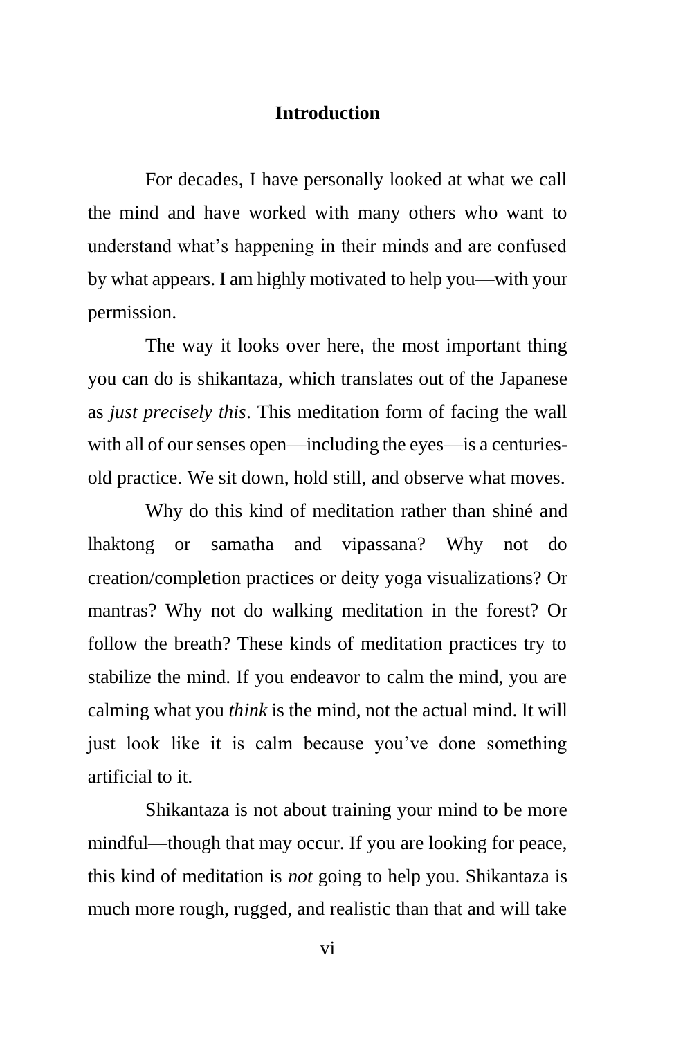# Introduction

For decades, I have personally looked at what we call the mind and have worked with many others who want to understand what's happening in their minds and are confused by what appears. I am highly motivated to help you—with your permission.

The way it looks over here, the most important thing you can do is shikantaza, which translates out of the Japanese as *just precisely this*. This meditation form of facing the wall with all of our senses open—including the eyes—is a centuries-old practice. We sit down, hold still, and observe what moves.

Why do this kind of meditation rather than shiné and lhaktong or samatha and vipassana? Why not do creation/completion practices or deity yoga visualizations? Or mantras? Why not do walking meditation in the forest? Or follow the breath? These kinds of meditation practices try to stabilize the mind. If you endeavor to calm the mind, you are calming what you *think* is the mind, not the actual mind. It will just look like it is calm because you've done something artificial to it.

Shikantaza is not about training your mind to be more mindful—though that may occur. If you are looking for peace, this kind of meditation is *not* going to help you. Shikantaza is much more rough, rugged, and realistic than that and will take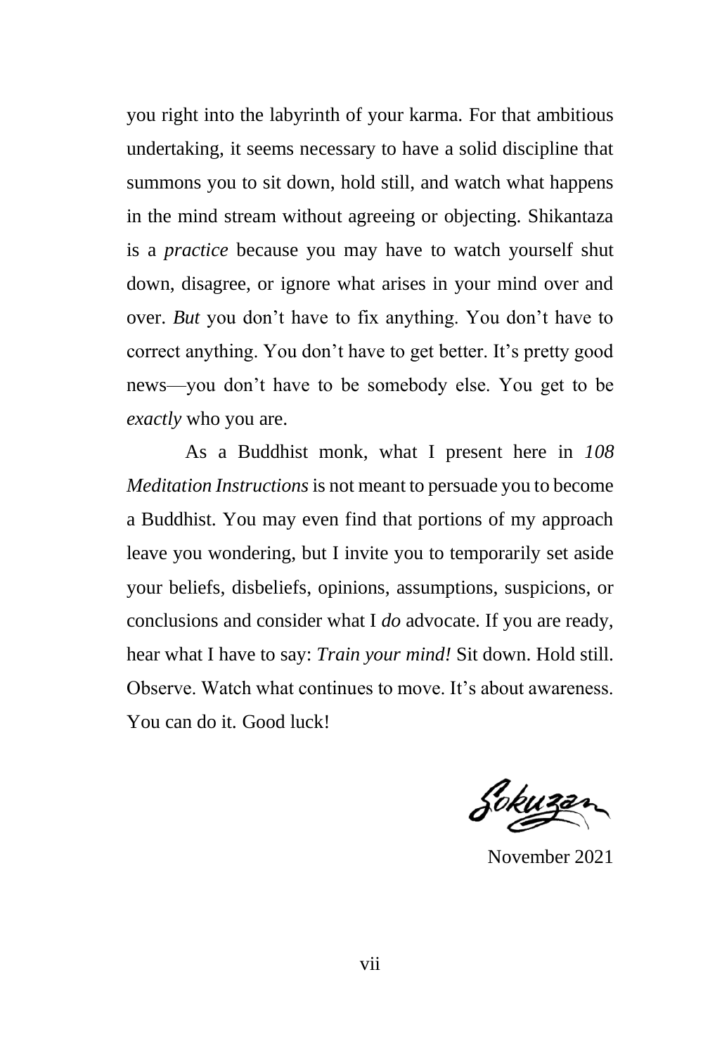you right into the labyrinth of your karma. For that ambitious undertaking, it seems necessary to have a solid discipline that summons you to sit down, hold still, and watch what happens in the mind stream without agreeing or objecting. Shikantaza is a *practice* because you may have to watch yourself shut down, disagree, or ignore what arises in your mind over and over. *But* you don't have to fix anything. You don't have to correct anything. You don't have to get better. It's pretty good news—you don't have to be somebody else. You get to be *exactly* who you are.

As a Buddhist monk, what I present here in *108 Meditation Instructions* is not meant to persuade you to become a Buddhist. You may even find that portions of my approach leave you wondering, but I invite you to temporarily set aside your beliefs, disbeliefs, opinions, assumptions, suspicions, or conclusions and consider what I *do* advocate. If you are ready, hear what I have to say: *Train your mind!* Sit down. Hold still. Observe. Watch what continues to move. It's about awareness. You can do it. Good luck!

Sokuzan

November 2021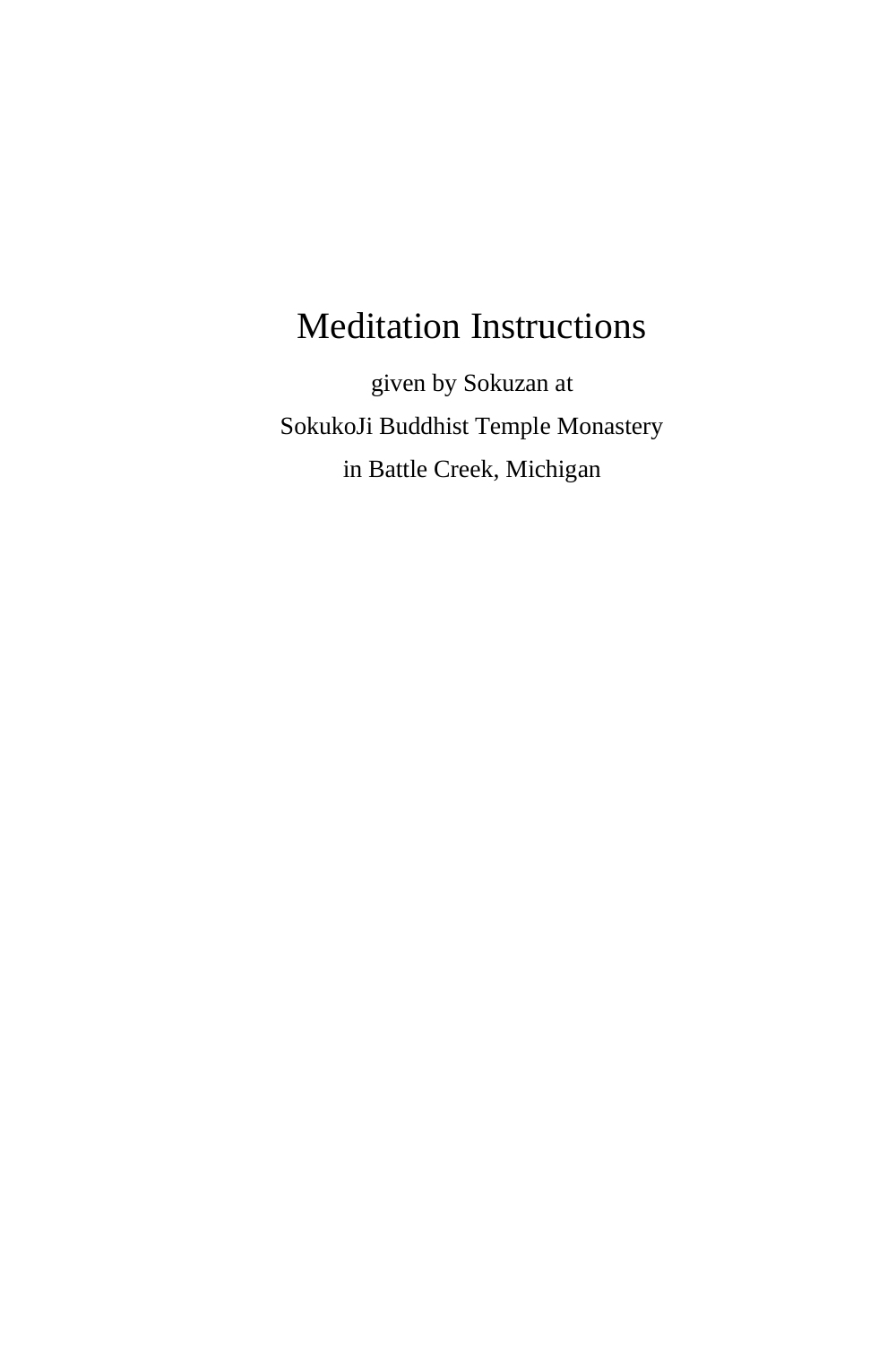# Meditation Instructions

given by Sokuzan at

SokukoJi Buddhist Temple Monastery

in Battle Creek, Michigan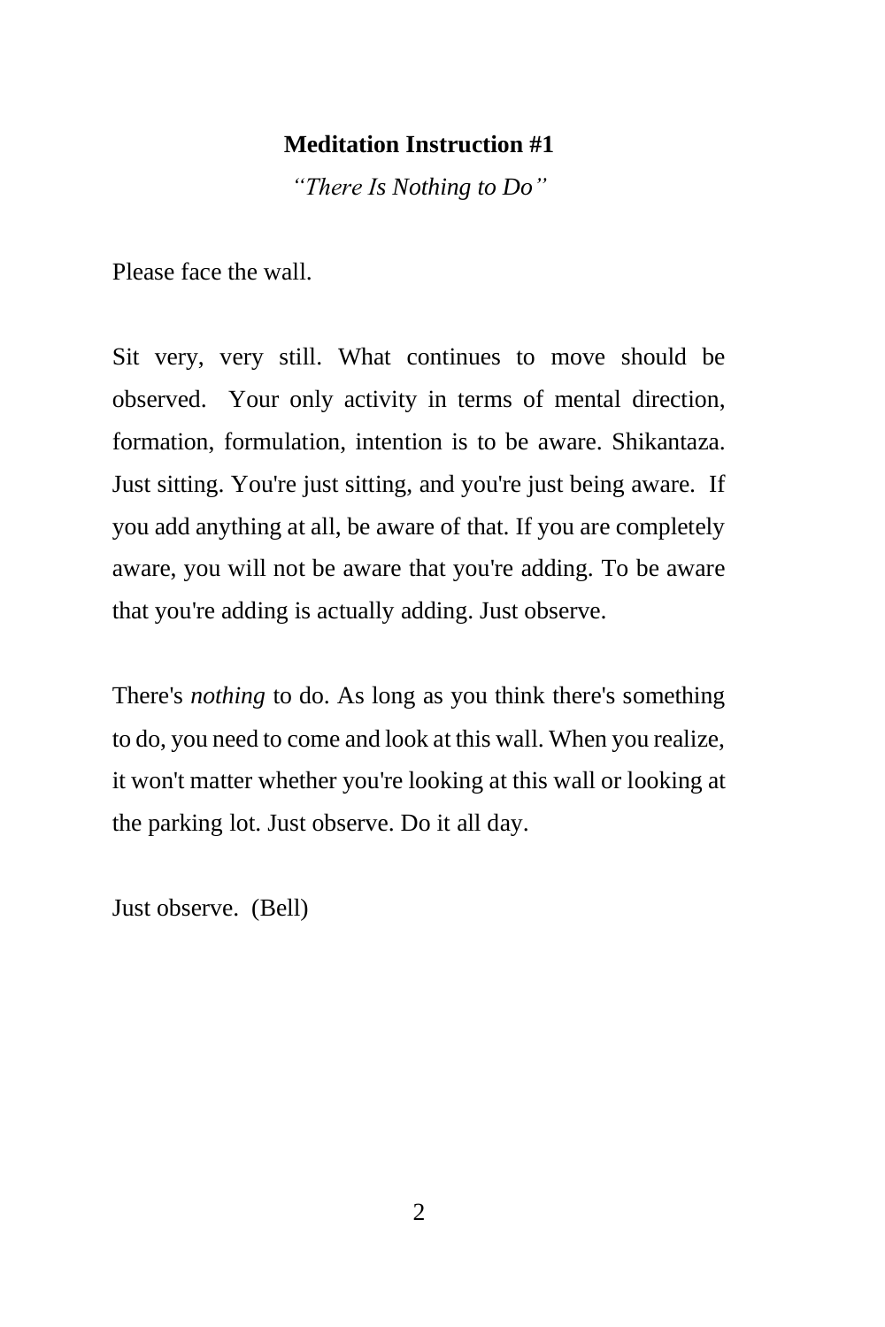# Meditation Instruction #1

*"There Is Nothing to Do"*

Please face the wall.

Sit very, very still. What continues to move should be observed. Your only activity in terms of mental direction, formation, formulation, intention is to be aware. Shikantaza. Just sitting. You're just sitting, and you're just being aware. If you add anything at all, be aware of that. If you are completely aware, you will not be aware that you're adding. To be aware that you're adding is actually adding. Just observe.

There's *nothing* to do. As long as you think there's something to do, you need to come and look at this wall. When you realize, it won't matter whether you're looking at this wall or looking at the parking lot. Just observe. Do it all day.

Just observe. (Bell)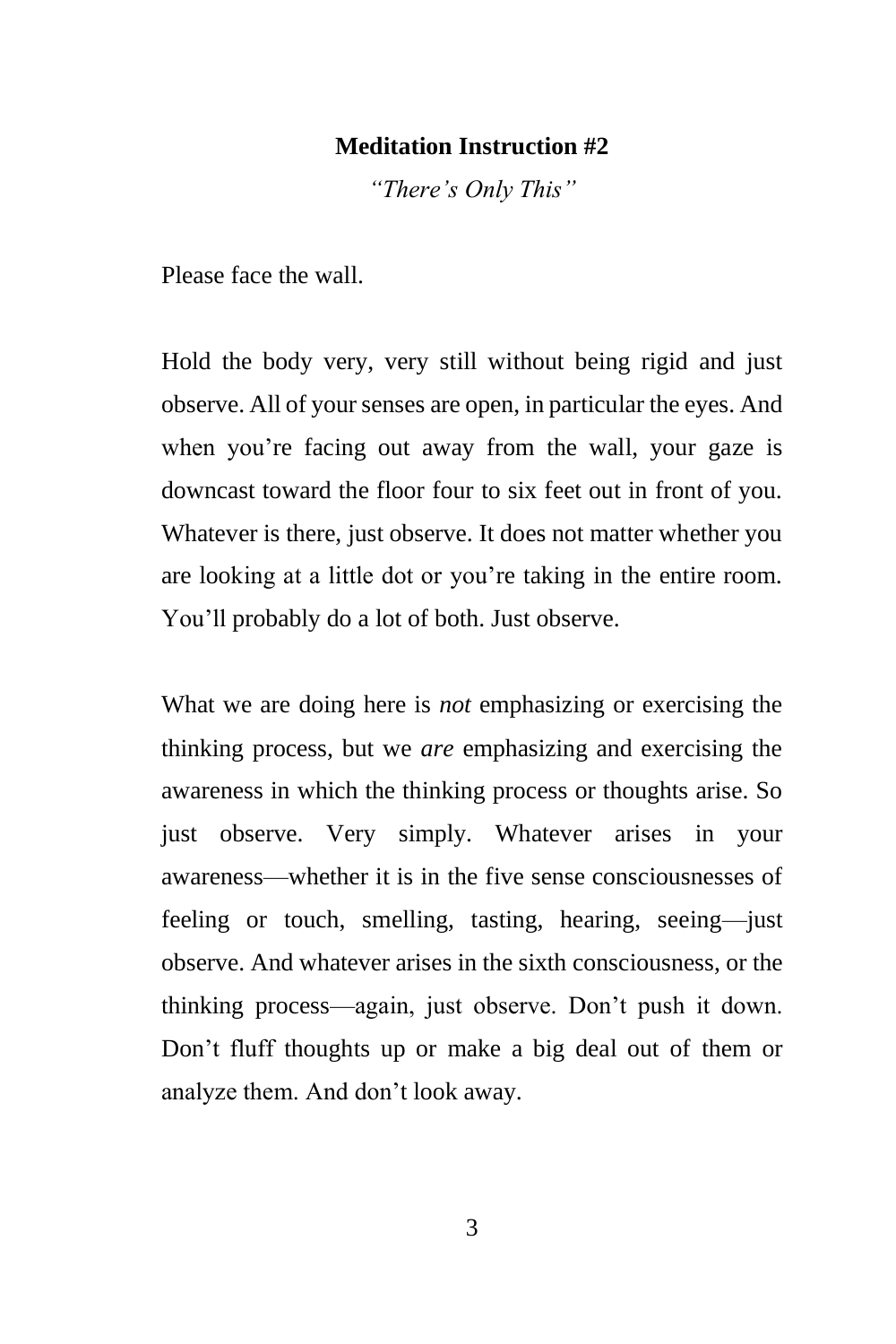## Meditation Instruction #2

*"There's Only This"*

Please face the wall.

Hold the body very, very still without being rigid and just observe. All of your senses are open, in particular the eyes. And when you're facing out away from the wall, your gaze is downcast toward the floor four to six feet out in front of you. Whatever is there, just observe. It does not matter whether you are looking at a little dot or you're taking in the entire room. You'll probably do a lot of both. Just observe.

What we are doing here is *not* emphasizing or exercising the thinking process, but we *are* emphasizing and exercising the awareness in which the thinking process or thoughts arise. So just observe. Very simply. Whatever arises in your awareness—whether it is in the five sense consciousnesses of feeling or touch, smelling, tasting, hearing, seeing—just observe. And whatever arises in the sixth consciousness, or the thinking process—again, just observe. Don't push it down. Don't fluff thoughts up or make a big deal out of them or analyze them. And don't look away.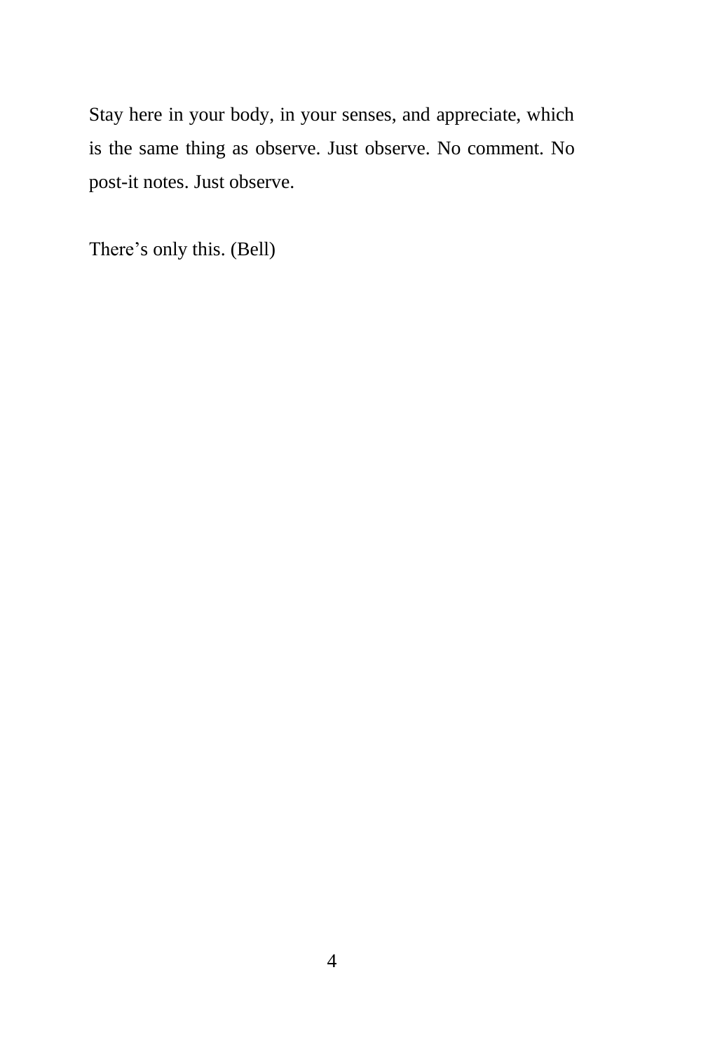Stay here in your body, in your senses, and appreciate, which is the same thing as observe. Just observe. No comment. No post-it notes. Just observe.

There's only this. (Bell)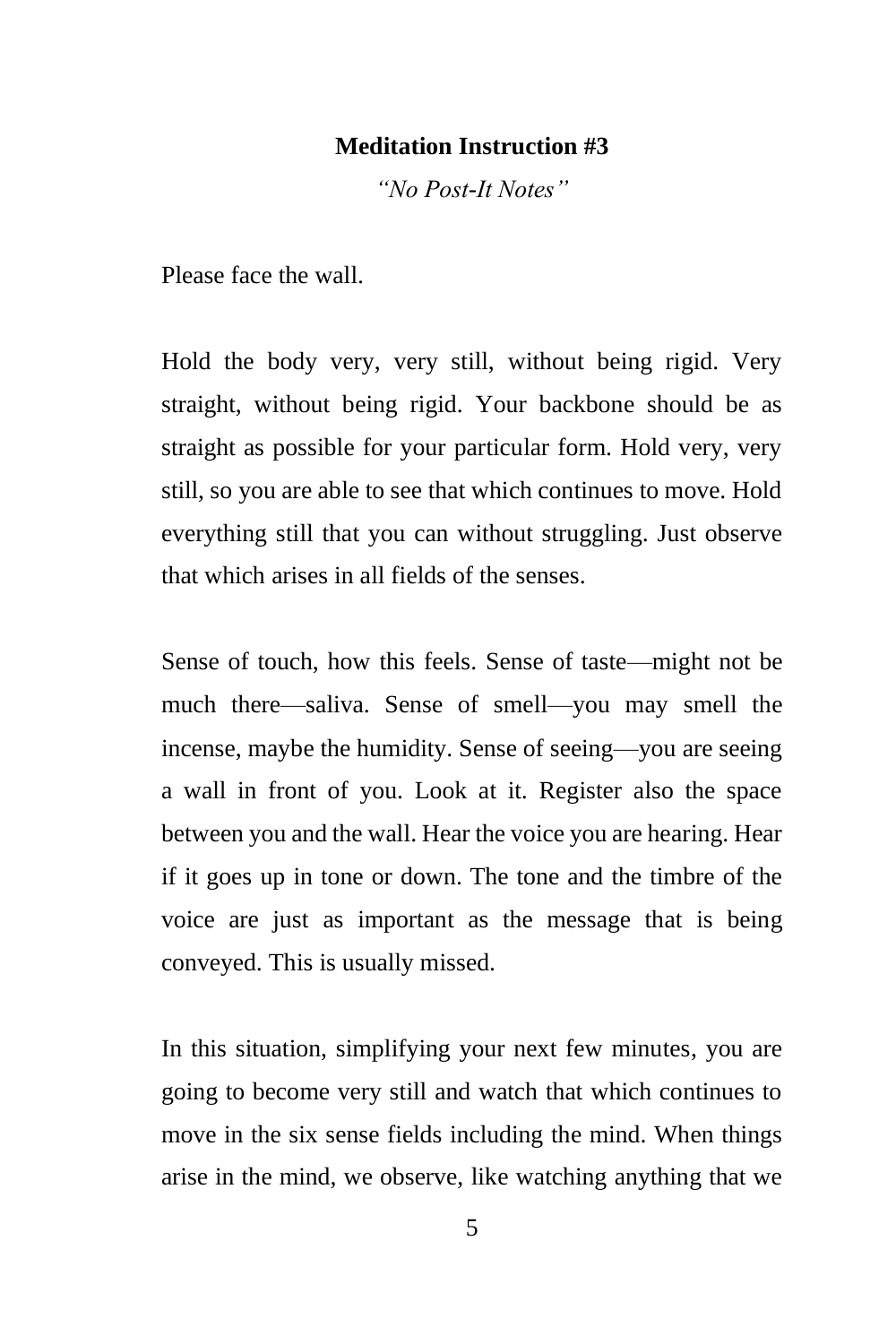**Meditation Instruction #3**

*"No Post-It Notes"*

Please face the wall.

Hold the body very, very still, without being rigid. Very straight, without being rigid. Your backbone should be as straight as possible for your particular form. Hold very, very still, so you are able to see that which continues to move. Hold everything still that you can without struggling. Just observe that which arises in all fields of the senses.

Sense of touch, how this feels. Sense of taste—might not be much there—saliva. Sense of smell—you may smell the incense, maybe the humidity. Sense of seeing—you are seeing a wall in front of you. Look at it. Register also the space between you and the wall. Hear the voice you are hearing. Hear if it goes up in tone or down. The tone and the timbre of the voice are just as important as the message that is being conveyed. This is usually missed.

In this situation, simplifying your next few minutes, you are going to become very still and watch that which continues to move in the six sense fields including the mind. When things arise in the mind, we observe, like watching anything that we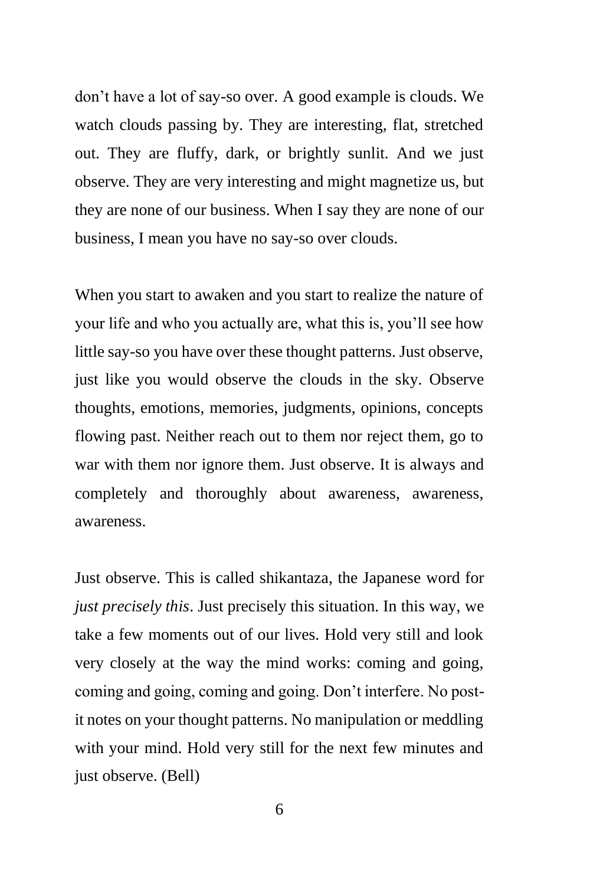don't have a lot of say-so over. A good example is clouds. We watch clouds passing by. They are interesting, flat, stretched out. They are fluffy, dark, or brightly sunlit. And we just observe. They are very interesting and might magnetize us, but they are none of our business. When I say they are none of our business, I mean you have no say-so over clouds.

When you start to awaken and you start to realize the nature of your life and who you actually are, what this is, you'll see how little say-so you have over these thought patterns. Just observe, just like you would observe the clouds in the sky. Observe thoughts, emotions, memories, judgments, opinions, concepts flowing past. Neither reach out to them nor reject them, go to war with them nor ignore them. Just observe. It is always and completely and thoroughly about awareness, awareness, awareness.

Just observe. This is called shikantaza, the Japanese word for *just precisely this*. Just precisely this situation. In this way, we take a few moments out of our lives. Hold very still and look very closely at the way the mind works: coming and going, coming and going, coming and going. Don't interfere. No post-it notes on your thought patterns. No manipulation or meddling with your mind. Hold very still for the next few minutes and just observe. (Bell)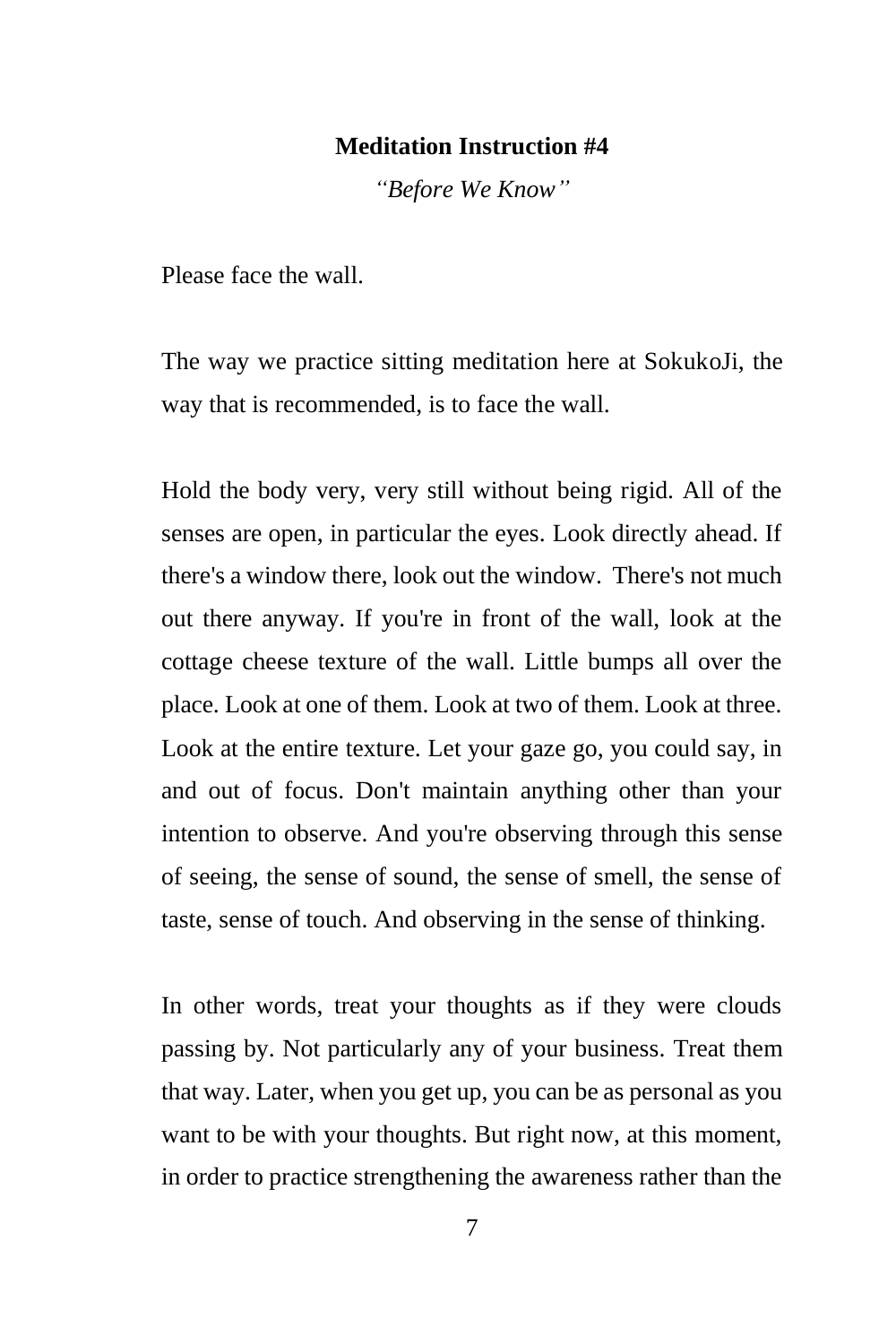**Meditation Instruction #4**

*"Before We Know"*

Please face the wall.

The way we practice sitting meditation here at SokukoJi, the way that is recommended, is to face the wall.

Hold the body very, very still without being rigid. All of the senses are open, in particular the eyes. Look directly ahead. If there's a window there, look out the window. There's not much out there anyway. If you're in front of the wall, look at the cottage cheese texture of the wall. Little bumps all over the place. Look at one of them. Look at two of them. Look at three. Look at the entire texture. Let your gaze go, you could say, in and out of focus. Don't maintain anything other than your intention to observe. And you're observing through this sense of seeing, the sense of sound, the sense of smell, the sense of taste, sense of touch. And observing in the sense of thinking.

In other words, treat your thoughts as if they were clouds passing by. Not particularly any of your business. Treat them that way. Later, when you get up, you can be as personal as you want to be with your thoughts. But right now, at this moment, in order to practice strengthening the awareness rather than the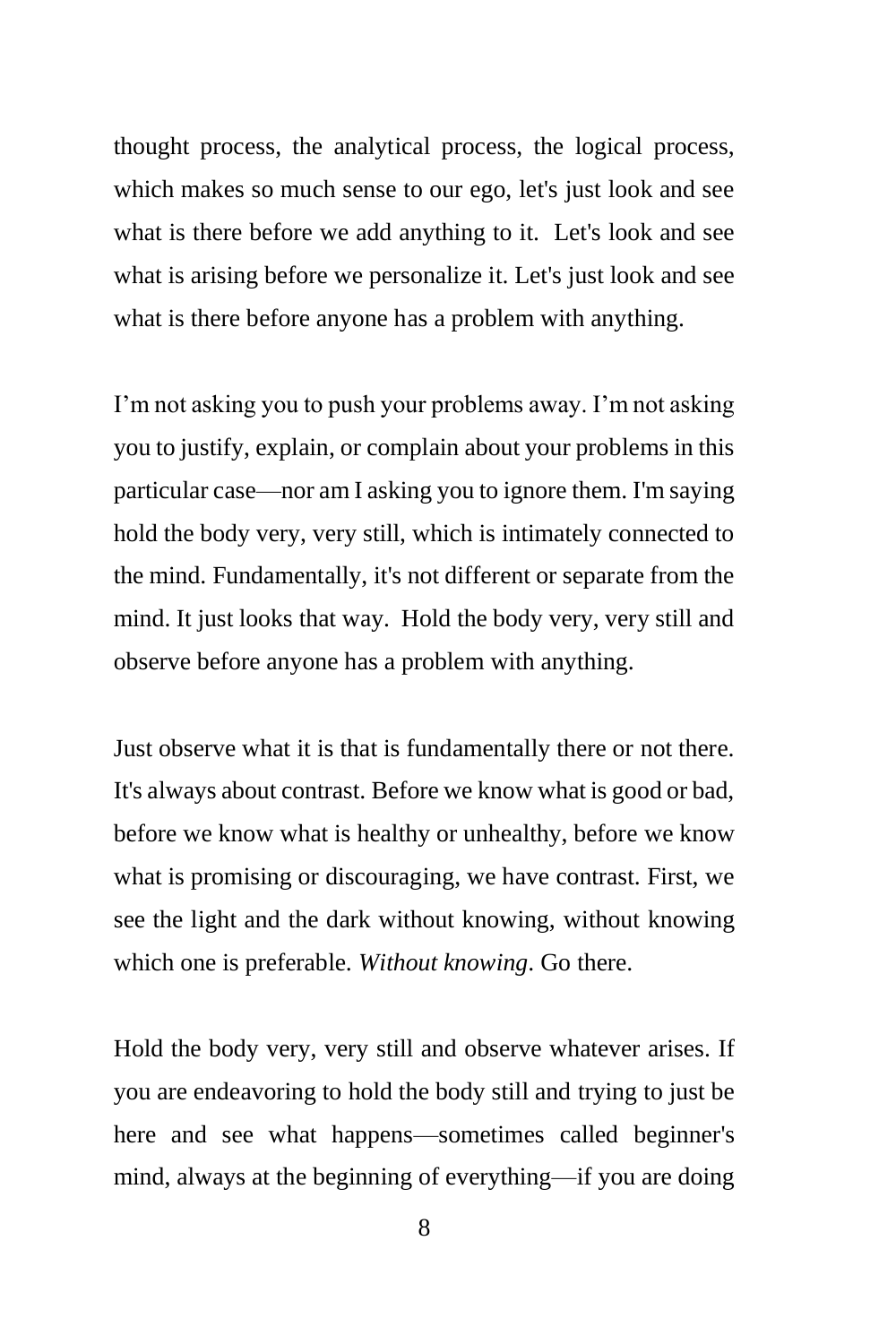thought process, the analytical process, the logical process, which makes so much sense to our ego, let's just look and see what is there before we add anything to it. Let's look and see what is arising before we personalize it. Let's just look and see what is there before anyone has a problem with anything.

I'm not asking you to push your problems away. I'm not asking you to justify, explain, or complain about your problems in this particular case—nor am I asking you to ignore them. I'm saying hold the body very, very still, which is intimately connected to the mind. Fundamentally, it's not different or separate from the mind. It just looks that way. Hold the body very, very still and observe before anyone has a problem with anything.

Just observe what it is that is fundamentally there or not there. It's always about contrast. Before we know what is good or bad, before we know what is healthy or unhealthy, before we know what is promising or discouraging, we have contrast. First, we see the light and the dark without knowing, without knowing which one is preferable. *Without knowing*. Go there.

Hold the body very, very still and observe whatever arises. If you are endeavoring to hold the body still and trying to just be here and see what happens—sometimes called beginner's mind, always at the beginning of everything—if you are doing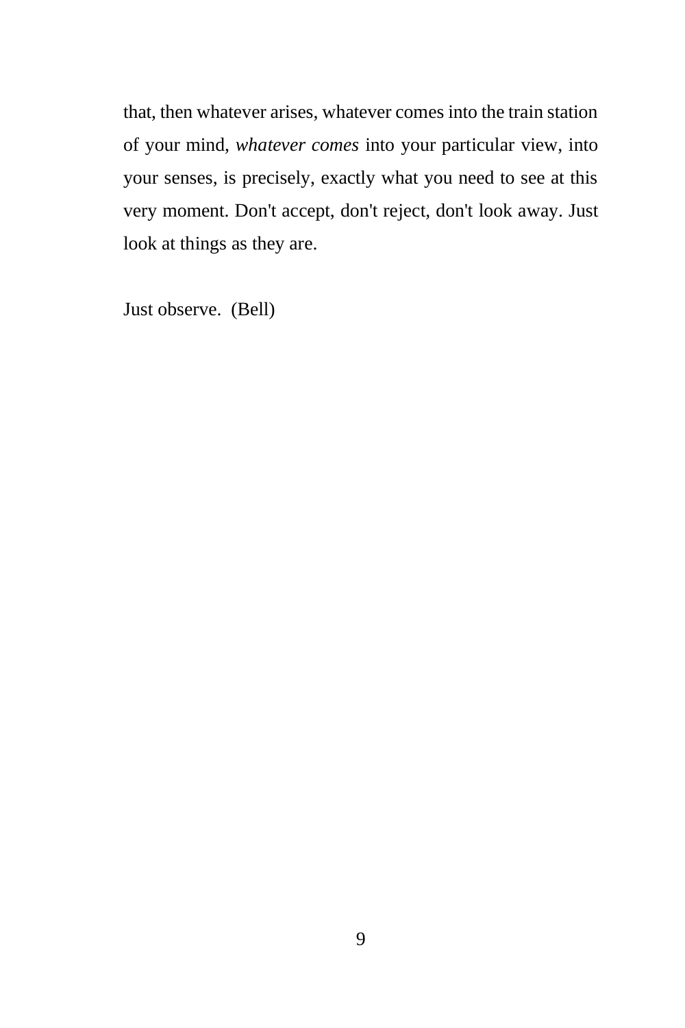that, then whatever arises, whatever comes into the train station of your mind, *whatever comes* into your particular view, into your senses, is precisely, exactly what you need to see at this very moment. Don't accept, don't reject, don't look away. Just look at things as they are.

Just observe.  (Bell)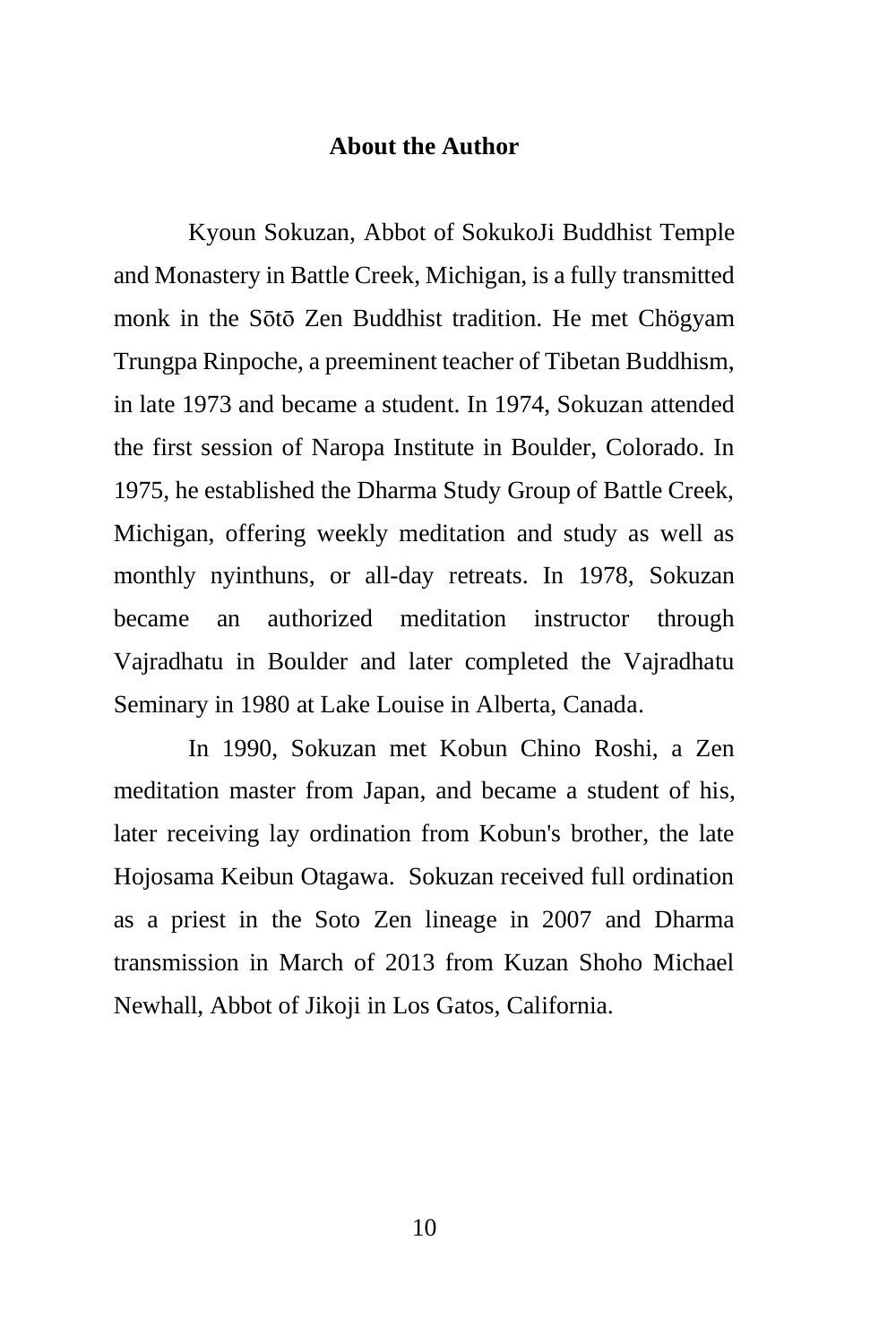# About the Author

Kyoun Sokuzan, Abbot of SokukoJi Buddhist Temple and Monastery in Battle Creek, Michigan, is a fully transmitted monk in the Sōtō Zen Buddhist tradition. He met Chögyam Trungpa Rinpoche, a preeminent teacher of Tibetan Buddhism, in late 1973 and became a student. In 1974, Sokuzan attended the first session of Naropa Institute in Boulder, Colorado. In 1975, he established the Dharma Study Group of Battle Creek, Michigan, offering weekly meditation and study as well as monthly nyinthuns, or all-day retreats. In 1978, Sokuzan became an authorized meditation instructor through Vajradhatu in Boulder and later completed the Vajradhatu Seminary in 1980 at Lake Louise in Alberta, Canada.

In 1990, Sokuzan met Kobun Chino Roshi, a Zen meditation master from Japan, and became a student of his, later receiving lay ordination from Kobun's brother, the late Hojosama Keibun Otagawa. Sokuzan received full ordination as a priest in the Soto Zen lineage in 2007 and Dharma transmission in March of 2013 from Kuzan Shoho Michael Newhall, Abbot of Jikoji in Los Gatos, California.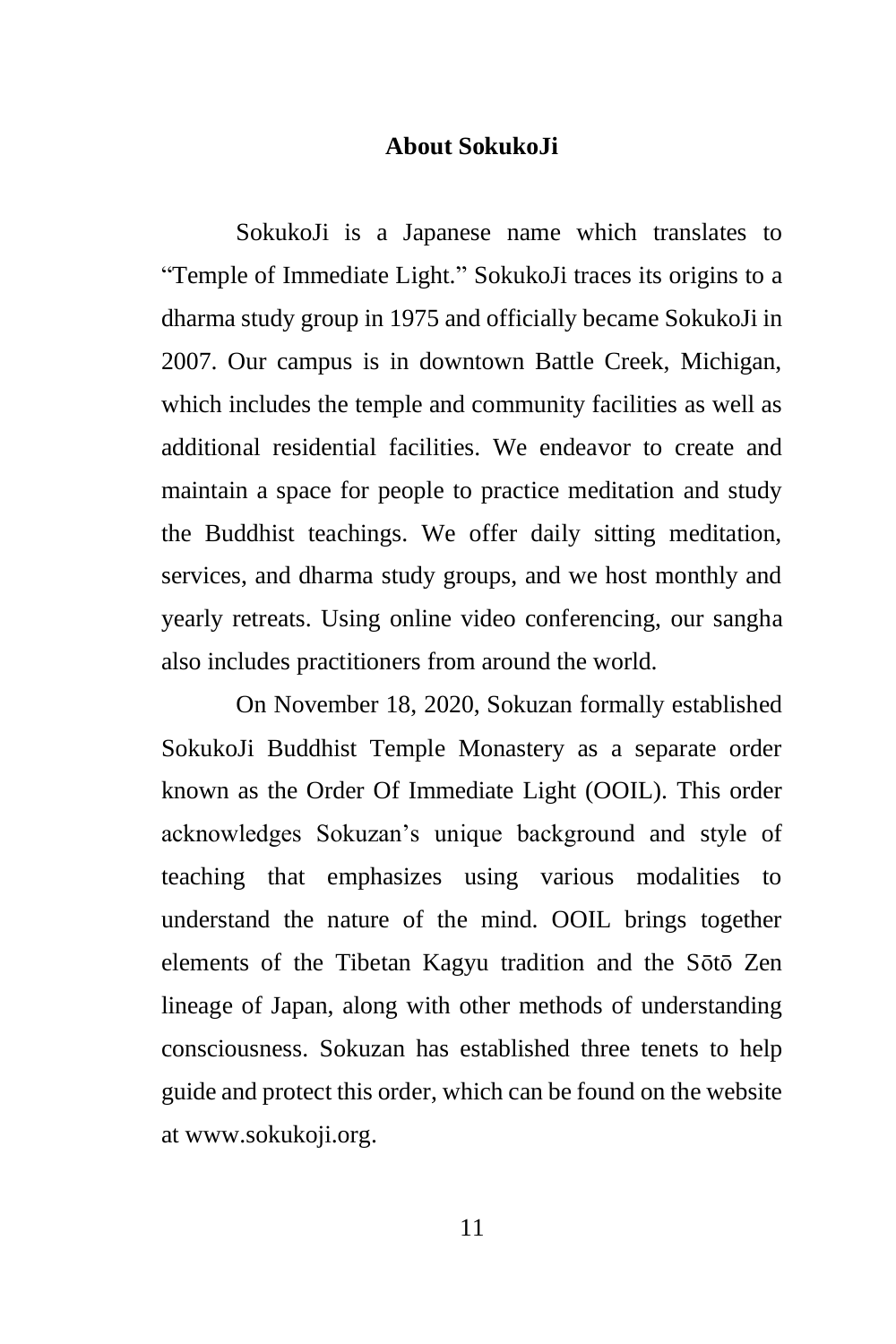## About SokukoJi

SokukoJi is a Japanese name which translates to "Temple of Immediate Light." SokukoJi traces its origins to a dharma study group in 1975 and officially became SokukoJi in 2007. Our campus is in downtown Battle Creek, Michigan, which includes the temple and community facilities as well as additional residential facilities. We endeavor to create and maintain a space for people to practice meditation and study the Buddhist teachings. We offer daily sitting meditation, services, and dharma study groups, and we host monthly and yearly retreats. Using online video conferencing, our sangha also includes practitioners from around the world.

On November 18, 2020, Sokuzan formally established SokukoJi Buddhist Temple Monastery as a separate order known as the Order Of Immediate Light (OOIL). This order acknowledges Sokuzan's unique background and style of teaching that emphasizes using various modalities to understand the nature of the mind. OOIL brings together elements of the Tibetan Kagyu tradition and the Sōtō Zen lineage of Japan, along with other methods of understanding consciousness. Sokuzan has established three tenets to help guide and protect this order, which can be found on the website at www.sokukoji.org.